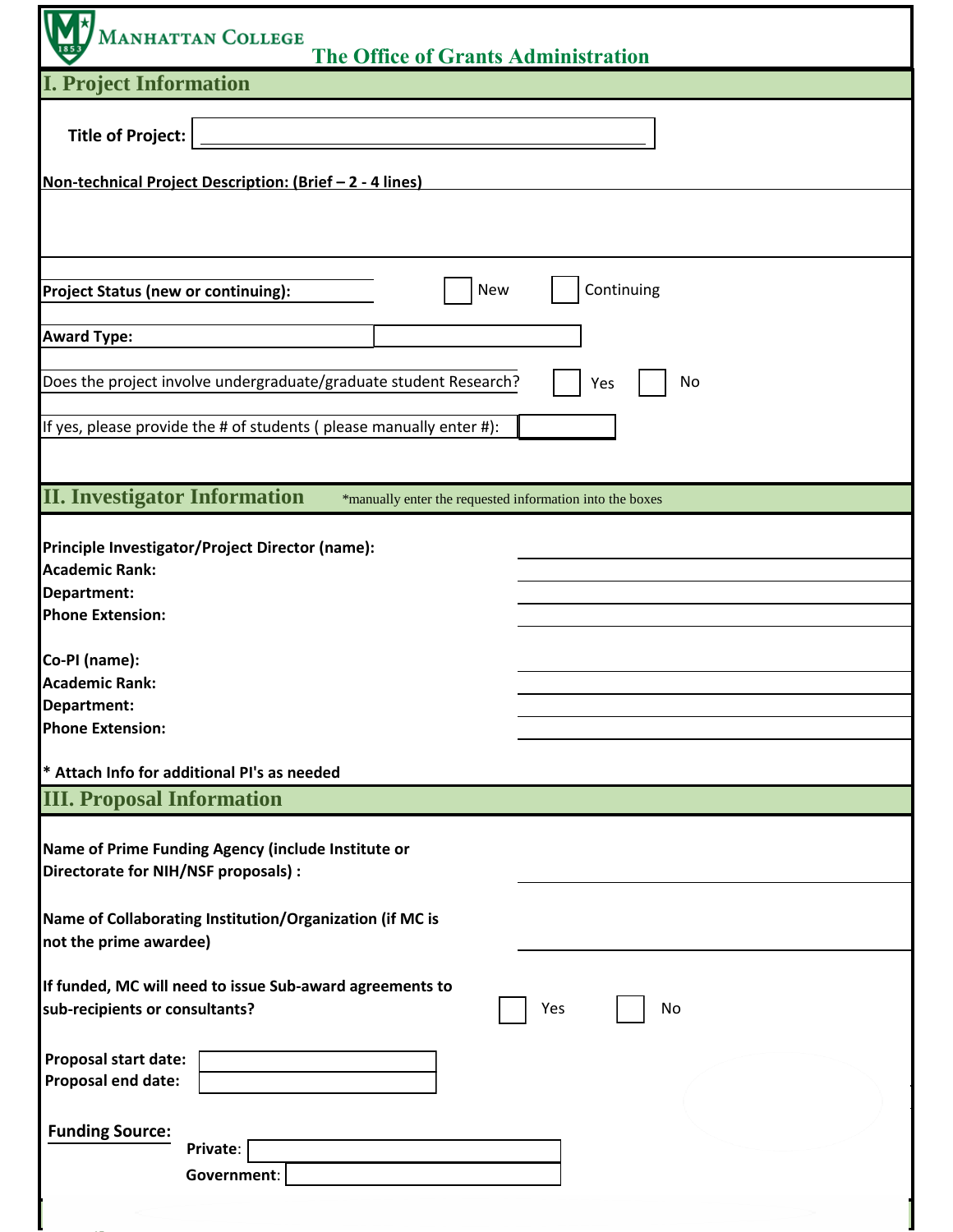**Manhattan College**

**The Office of Grants Administration**

## I. Project Information

**Title of Project:** ____________________

**Non-technical Project Description: (Brief – 2 - 4 lines)**

**Project Status (new or continuing):** ☐ New ☐ Continuing

**Award Type:** ____________________

Does the project involve undergraduate/graduate student Research? ☐ Yes ☐ No

If yes, please provide the # of students ( please manually enter #): ________

## II. Investigator Information

*manually enter the requested information into the boxes

**Principle Investigator/Project Director (name):** ____________________

**Academic Rank:** ____________________

**Department:** ____________________

**Phone Extension:** ____________________

**Co-PI (name):** ____________________

**Academic Rank:** ____________________

**Department:** ____________________

**Phone Extension:** ____________________

**\* Attach Info for additional PI's as needed**

## III. Proposal Information

**Name of Prime Funding Agency (include Institute or Directorate for NIH/NSF proposals) :** ____________________

**Name of Collaborating Institution/Organization (if MC is not the prime awardee)** ____________________

**If funded, MC will need to issue Sub-award agreements to sub-recipients or consultants?** ☐ Yes ☐ No

**Proposal start date:** ____________________

**Proposal end date:** ____________________

**Funding Source:**

**Private:** ____________________

**Government:** ____________________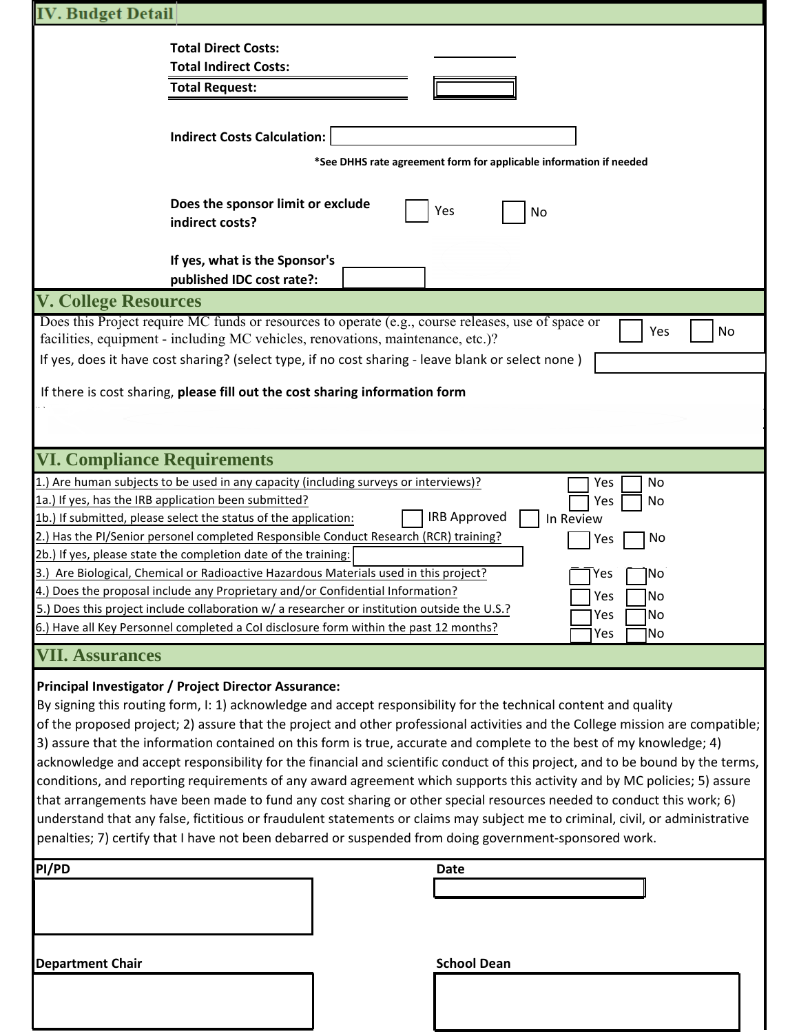## IV. Budget Detail

**Total Direct Costs:**

**Total Indirect Costs:**

**Total Request:**

**Indirect Costs Calculation:**

***See DHHS rate agreement form for applicable information if needed**

**Does the sponsor limit or exclude indirect costs?** ☐ Yes ☐ No

**If yes, what is the Sponsor's published IDC cost rate?:**

## V. College Resources

Does this Project require MC funds or resources to operate (e.g., course releases, use of space or facilities, equipment - including MC vehicles, renovations, maintenance, etc.)? ☐ Yes ☐ No

If yes, does it have cost sharing? (select type, if no cost sharing - leave blank or select none )

If there is cost sharing, **please fill out the cost sharing information form**

## VI. Compliance Requirements

1.) Are human subjects to be used in any capacity (including surveys or interviews)? ☐ Yes ☐ No

1a.) If yes, has the IRB application been submitted? ☐ Yes ☐ No

1b.) If submitted, please select the status of the application: ☐ IRB Approved ☐ In Review

2.) Has the PI/Senior personel completed Responsible Conduct Research (RCR) training? ☐ Yes ☐ No

2b.) If yes, please state the completion date of the training:

3.) Are Biological, Chemical or Radioactive Hazardous Materials used in this project? ☐ Yes ☐ No

4.) Does the proposal include any Proprietary and/or Confidential Information? ☐ Yes ☐ No

5.) Does this project include collaboration w/ a researcher or institution outside the U.S.? ☐ Yes ☐ No

6.) Have all Key Personnel completed a CoI disclosure form within the past 12 months? ☐ Yes ☐ No

## VII. Assurances

**Principal Investigator / Project Director Assurance:**

By signing this routing form, I: 1) acknowledge and accept responsibility for the technical content and quality of the proposed project; 2) assure that the project and other professional activities and the College mission are compatible; 3) assure that the information contained on this form is true, accurate and complete to the best of my knowledge; 4) acknowledge and accept responsibility for the financial and scientific conduct of this project, and to be bound by the terms, conditions, and reporting requirements of any award agreement which supports this activity and by MC policies; 5) assure that arrangements have been made to fund any cost sharing or other special resources needed to conduct this work; 6) understand that any false, fictitious or fraudulent statements or claims may subject me to criminal, civil, or administrative penalties; 7) certify that I have not been debarred or suspended from doing government-sponsored work.

**PI/PD**

**Date**

**Department Chair**

**School Dean**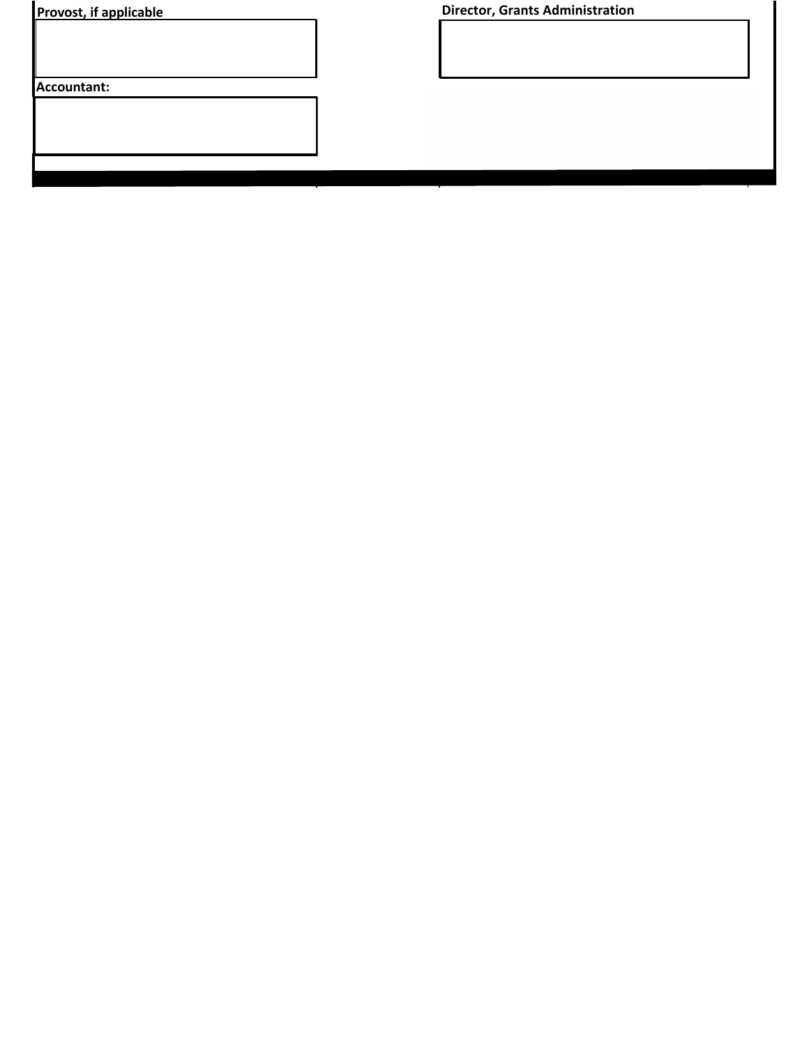**Provost, if applicable**

**Director, Grants Administration**

**Accountant:**